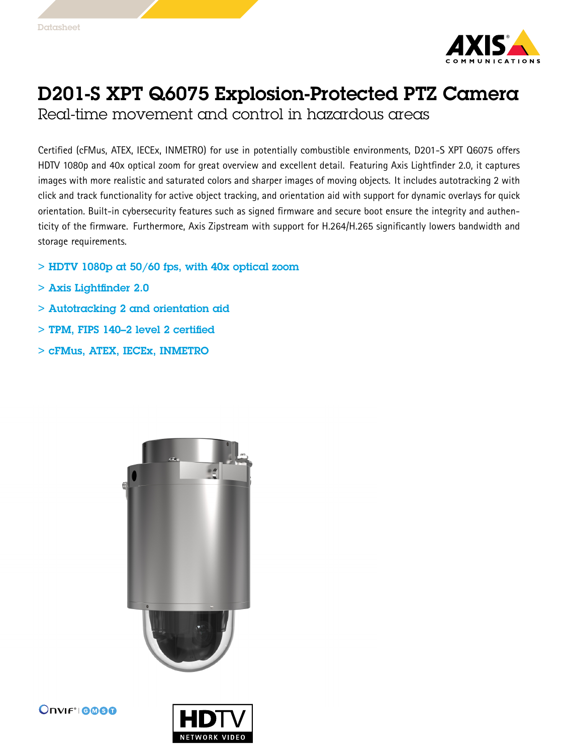Datasheet

# D201-S XPT Q6075 Explosion-Protected PTZ Camera

## Real-time movement and control in hazardous areas

Certified (cFMus, ATEX, IECEx, INMETRO) for use in potentially combustible environments, D201-S XPT Q6075 offers HDTV 1080p and 40x optical zoom for great overview and excellent detail. Featuring Axis Lightfinder 2.0, it captures images with more realistic and saturated colors and sharper images of moving objects. It includes autotracking 2 with click and track functionality for active object tracking, and orientation aid with support for dynamic overlays for quick orientation. Built-in cybersecurity features such as signed firmware and secure boot ensure the integrity and authenticity of the firmware. Furthermore, Axis Zipstream with support for H.264/H.265 significantly lowers bandwidth and storage requirements.

> **HDTV 1080p at 50/60 fps, with 40x optical zoom**

> **Axis Lightfinder 2.0**

> **Autotracking 2 and orientation aid**

> **TPM, FIPS 140–2 level 2 certified**

> **cFMus, ATEX, IECEx, INMETRO**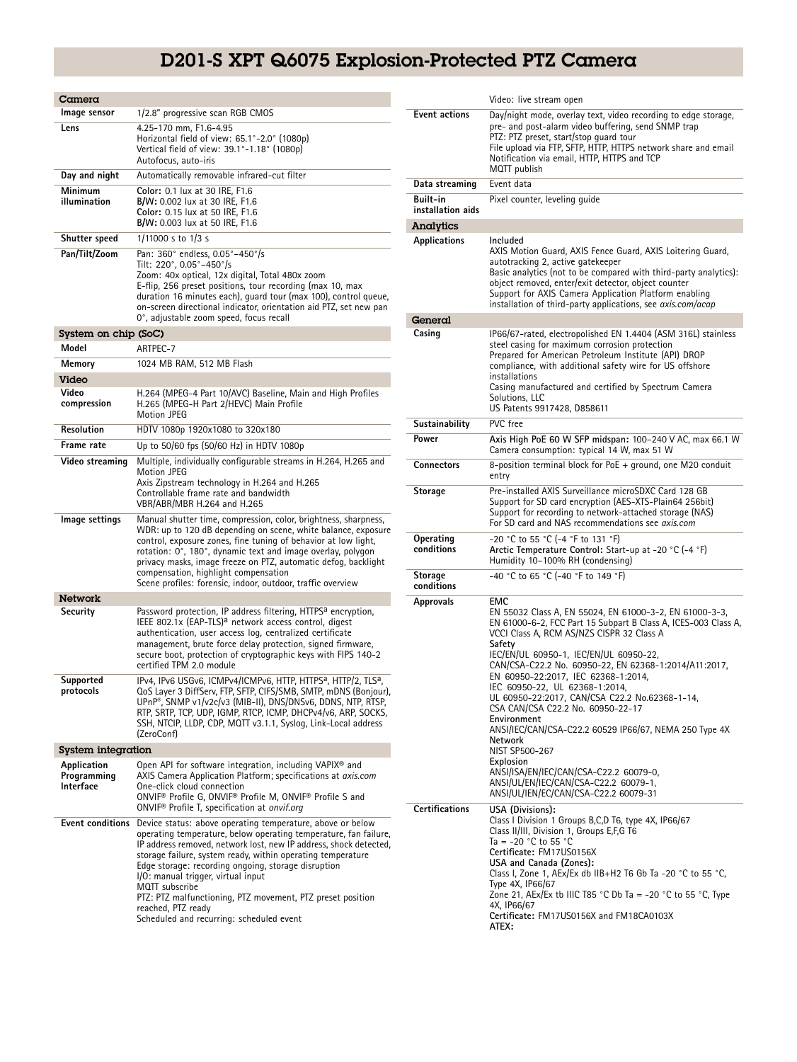# D201-S XPT Q6075 Explosion-Protected PTZ Camera

## Camera

| | |
|---|---|
| **Image sensor** | 1/2.8" progressive scan RGB CMOS |
| **Lens** | 4.25–170 mm, F1.6–4.95<br>Horizontal field of view: 65.1°–2.0° (1080p)<br>Vertical field of view: 39.1°–1.18° (1080p)<br>Autofocus, auto-iris |
| **Day and night** | Automatically removable infrared-cut filter |
| **Minimum illumination** | **Color:** 0.1 lux at 30 IRE, F1.6<br>**B/W:** 0.002 lux at 30 IRE, F1.6<br>**Color:** 0.15 lux at 50 IRE, F1.6<br>**B/W:** 0.003 lux at 50 IRE, F1.6 |
| **Shutter speed** | 1/11000 s to 1/3 s |
| **Pan/Tilt/Zoom** | Pan: 360° endless, 0.05°–450°/s<br>Tilt: 220°, 0.05°–450°/s<br>Zoom: 40x optical, 12x digital, Total 480x zoom<br>E-flip, 256 preset positions, tour recording (max 10, max duration 16 minutes each), guard tour (max 100), control queue, on-screen directional indicator, orientation aid PTZ, set new pan 0°, adjustable zoom speed, focus recall |

## System on chip (SoC)

| | |
|---|---|
| **Model** | ARTPEC-7 |
| **Memory** | 1024 MB RAM, 512 MB Flash |

## Video

| | |
|---|---|
| **Video compression** | H.264 (MPEG-4 Part 10/AVC) Baseline, Main and High Profiles<br>H.265 (MPEG-H Part 2/HEVC) Main Profile<br>Motion JPEG |
| **Resolution** | HDTV 1080p 1920x1080 to 320x180 |
| **Frame rate** | Up to 50/60 fps (50/60 Hz) in HDTV 1080p |
| **Video streaming** | Multiple, individually configurable streams in H.264, H.265 and Motion JPEG<br>Axis Zipstream technology in H.264 and H.265<br>Controllable frame rate and bandwidth<br>VBR/ABR/MBR H.264 and H.265 |
| **Image settings** | Manual shutter time, compression, color, brightness, sharpness, WDR: up to 120 dB depending on scene, white balance, exposure control, exposure zones, fine tuning of behavior at low light, rotation: 0°, 180°, dynamic text and image overlay, polygon privacy masks, image freeze on PTZ, automatic defog, backlight compensation, highlight compensation<br>Scene profiles: forensic, indoor, outdoor, traffic overview |

## Network

| | |
|---|---|
| **Security** | Password protection, IP address filtering, HTTPS[a] encryption, IEEE 802.1x (EAP-TLS)[a] network access control, digest authentication, user access log, centralized certificate management, brute force delay protection, signed firmware, secure boot, protection of cryptographic keys with FIPS 140-2 certified TPM 2.0 module |
| **Supported protocols** | IPv4, IPv6 USGv6, ICMPv4/ICMPv6, HTTP, HTTPS[a], HTTP/2, TLS[a], QoS Layer 3 DiffServ, FTP, SFTP, CIFS/SMB, SMTP, mDNS (Bonjour), UPnP®, SNMP v1/v2c/v3 (MIB-II), DNS/DNSv6, DDNS, NTP, RTSP, RTP, SRTP, TCP, UDP, IGMP, RTCP, ICMP, DHCPv4/v6, ARP, SOCKS, SSH, NTCIP, LLDP, CDP, MQTT v3.1.1, Syslog, Link-Local address (ZeroConf) |

## System integration

| | |
|---|---|
| **Application Programming Interface** | Open API for software integration, including VAPIX® and AXIS Camera Application Platform; specifications at *axis.com*<br>One-click cloud connection<br>ONVIF® Profile G, ONVIF® Profile M, ONVIF® Profile S and ONVIF® Profile T, specification at *onvif.org* |
| **Event conditions** | Device status: above operating temperature, above or below operating temperature, below operating temperature, fan failure, IP address removed, network lost, new IP address, shock detected, storage failure, system ready, within operating temperature<br>Edge storage: recording ongoing, storage disruption<br>I/O: manual trigger, virtual input<br>MQTT subscribe<br>PTZ: PTZ malfunctioning, PTZ movement, PTZ preset position reached, PTZ ready<br>Scheduled and recurring: scheduled event<br>Video: live stream open |
| **Event actions** | Day/night mode, overlay text, video recording to edge storage, pre- and post-alarm video buffering, send SNMP trap<br>PTZ: PTZ preset, start/stop guard tour<br>File upload via FTP, SFTP, HTTP, HTTPS network share and email<br>Notification via email, HTTP, HTTPS and TCP<br>MQTT publish |
| **Data streaming** | Event data |
| **Built-in installation aids** | Pixel counter, leveling guide |

## Analytics

| | |
|---|---|
| **Applications** | **Included**<br>AXIS Motion Guard, AXIS Fence Guard, AXIS Loitering Guard, autotracking 2, active gatekeeper<br>Basic analytics (not to be compared with third-party analytics): object removed, enter/exit detector, object counter<br>Support for AXIS Camera Application Platform enabling installation of third-party applications, see *axis.com/acap* |

## General

| | |
|---|---|
| **Casing** | IP66/67-rated, electropolished EN 1.4404 (ASM 316L) stainless steel casing for maximum corrosion protection<br>Prepared for American Petroleum Institute (API) DROP compliance, with additional safety wire for US offshore installations<br>Casing manufactured and certified by Spectrum Camera Solutions, LLC<br>US Patents 9917428, D858611 |
| **Sustainability** | PVC free |
| **Power** | **Axis High PoE 60 W SFP midspan:** 100–240 V AC, max 66.1 W<br>Camera consumption: typical 14 W, max 51 W |
| **Connectors** | 8-position terminal block for PoE + ground, one M20 conduit entry |
| **Storage** | Pre-installed AXIS Surveillance microSDXC Card 128 GB<br>Support for SD card encryption (AES-XTS-Plain64 256bit)<br>Support for recording to network-attached storage (NAS)<br>For SD card and NAS recommendations see *axis.com* |
| **Operating conditions** | -20 °C to 55 °C (-4 °F to 131 °F)<br>**Arctic Temperature Control:** Start-up at -20 °C (-4 °F)<br>Humidity 10–100% RH (condensing) |
| **Storage conditions** | -40 °C to 65 °C (-40 °F to 149 °F) |
| **Approvals** | **EMC**<br>EN 55032 Class A, EN 55024, EN 61000-3-2, EN 61000-3-3, EN 61000-6-2, FCC Part 15 Subpart B Class A, ICES-003 Class A, VCCI Class A, RCM AS/NZS CISPR 32 Class A<br>**Safety**<br>IEC/EN/UL 60950-1, IEC/EN/UL 60950-22, CAN/CSA-C22.2 No. 60950-22, EN 62368-1:2014/A11:2017, EN 60950-22:2017, IEC 62368-1:2014, IEC 60950-22, UL 62368-1:2014, UL 60950-22:2017, CAN/CSA C22.2 No.62368-1-14, CSA CAN/CSA C22.2 No. 60950-22-17<br>**Environment**<br>ANSI/IEC/CAN/CSA-C22.2 60529 IP66/67, NEMA 250 Type 4X<br>**Network**<br>NIST SP500-267<br>**Explosion**<br>ANSI/ISA/EN/IEC/CAN/CSA-C22.2 60079-0, ANSI/UL/EN/IEC/CAN/CSA-C22.2 60079-1, ANSI/UL/IEN/EC/CAN/CSA-C22.2 60079-31 |
| **Certifications** | **USA (Divisions):**<br>Class I Division 1 Groups B,C,D T6, type 4X, IP66/67<br>Class II/III, Division 1, Groups E,F,G T6<br>Ta = -20 °C to 55 °C<br>**Certificate:** FM17US0156X<br>**USA and Canada (Zones):**<br>Class I, Zone 1, AEx/Ex db IIB+H2 T6 Gb Ta -20 °C to 55 °C, Type 4X, IP66/67<br>Zone 21, AEx/Ex tb IIIC T85 °C Db Ta = -20 °C to 55 °C, Type 4X, IP66/67<br>**Certificate:** FM17US0156X and FM18CA0103X<br>**ATEX:** |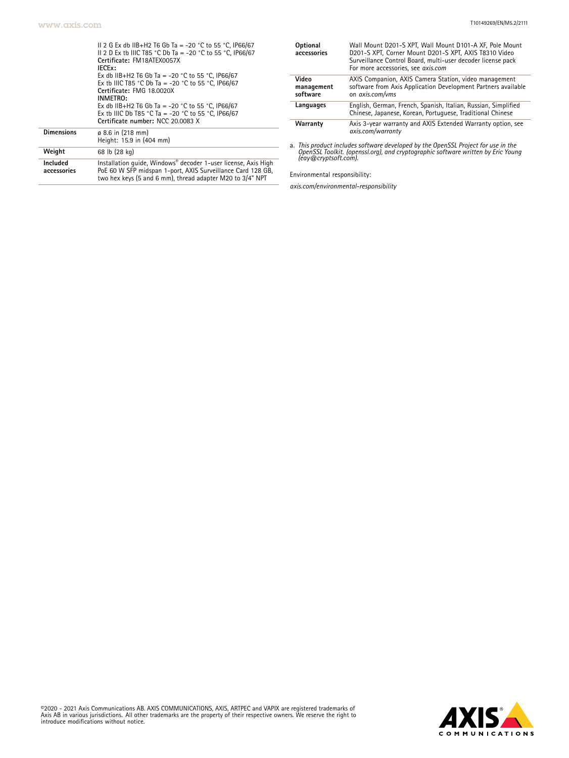| | |
|---|---|
| | II 2 G Ex db IIB+H2 T6 Gb Ta = -20 °C to 55 °C, IP66/67<br>II 2 D Ex tb IIIC T85 °C Db Ta = -20 °C to 55 °C, IP66/67<br>**Certificate:** FM18ATEX0057X<br>**IECEx:**<br>Ex db IIB+H2 T6 Gb Ta = -20 °C to 55 °C, IP66/67<br>Ex tb IIIC T85 °C Db Ta = -20 °C to 55 °C, IP66/67<br>**Certificate:** FMG 18.0020X<br>**INMETRO:**<br>Ex db IIB+H2 T6 Gb Ta = -20 °C to 55 °C, IP66/67<br>Ex tb IIIC Db T85 °C Ta = -20 °C to 55 °C, IP66/67<br>**Certificate number:** NCC 20.0083 X |
| **Dimensions** | ø 8.6 in (218 mm)<br>Height: 15.9 in (404 mm) |
| **Weight** | 68 lb (28 kg) |
| **Included accessories** | Installation guide, Windows® decoder 1-user license, Axis High PoE 60 W SFP midspan 1-port, AXIS Surveillance Card 128 GB, two hex keys (5 and 6 mm), thread adapter M20 to 3/4" NPT |
| **Optional accessories** | Wall Mount D201-S XPT, Wall Mount D101-A XF, Pole Mount D201-S XPT, Corner Mount D201-S XPT, AXIS T8310 Video Surveillance Control Board, multi-user decoder license pack<br>For more accessories, see *axis.com* |
| **Video management software** | AXIS Companion, AXIS Camera Station, video management software from Axis Application Development Partners available on *axis.com/vms* |
| **Languages** | English, German, French, Spanish, Italian, Russian, Simplified Chinese, Japanese, Korean, Portuguese, Traditional Chinese |
| **Warranty** | Axis 3-year warranty and AXIS Extended Warranty option, see *axis.com/warranty* |

a. *This product includes software developed by the OpenSSL Project for use in the OpenSSL Toolkit. (openssl.org), and cryptographic software written by Eric Young (eay@cryptsoft.com).*

Environmental responsibility:

*axis.com/environmental-responsibility*

©2020 - 2021 Axis Communications AB. AXIS COMMUNICATIONS, AXIS, ARTPEC and VAPIX are registered trademarks of Axis AB in various jurisdictions. All other trademarks are the property of their respective owners. We reserve the right to introduce modifications without notice.